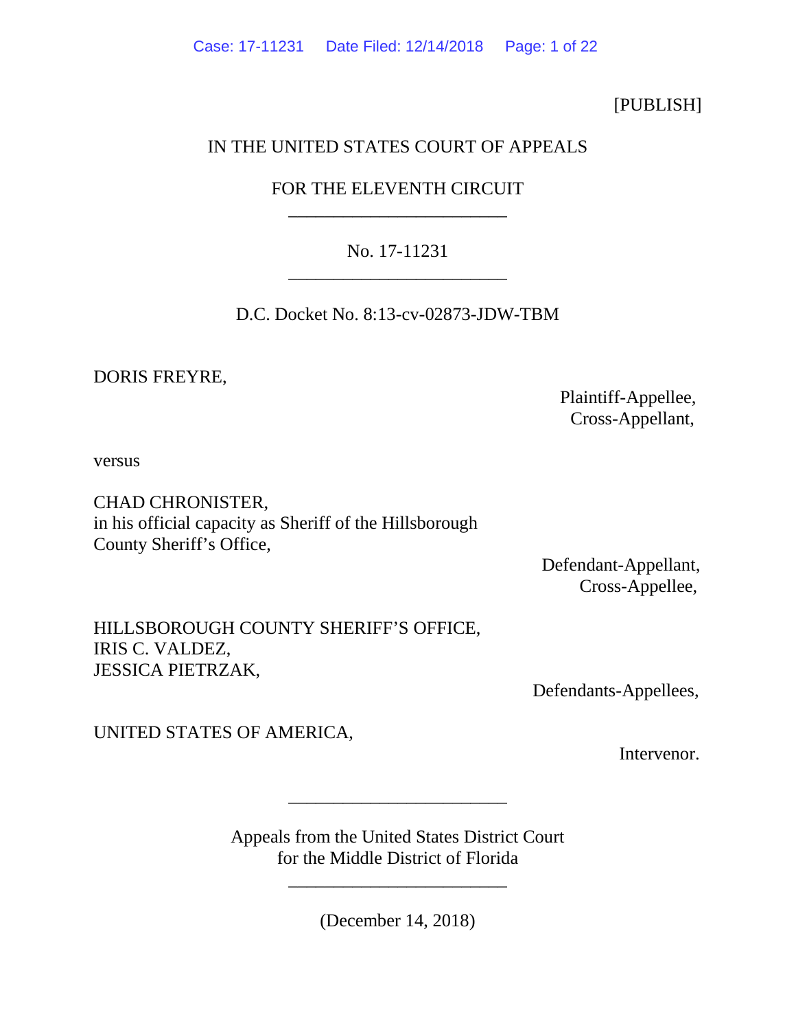[PUBLISH]

IN THE UNITED STATES COURT OF APPEALS

FOR THE ELEVENTH CIRCUIT

________________________

No. 17-11231

________________________

D.C. Docket No. 8:13-cv-02873-JDW-TBM

DORIS FREYRE,

Plaintiff-Appellee,
Cross-Appellant,

versus

CHAD CHRONISTER,
in his official capacity as Sheriff of the Hillsborough County Sheriff's Office,

Defendant-Appellant,
Cross-Appellee,

HILLSBOROUGH COUNTY SHERIFF'S OFFICE,
IRIS C. VALDEZ,
JESSICA PIETRZAK,

Defendants-Appellees,

UNITED STATES OF AMERICA,

Intervenor.

________________________

Appeals from the United States District Court
for the Middle District of Florida

________________________

(December 14, 2018)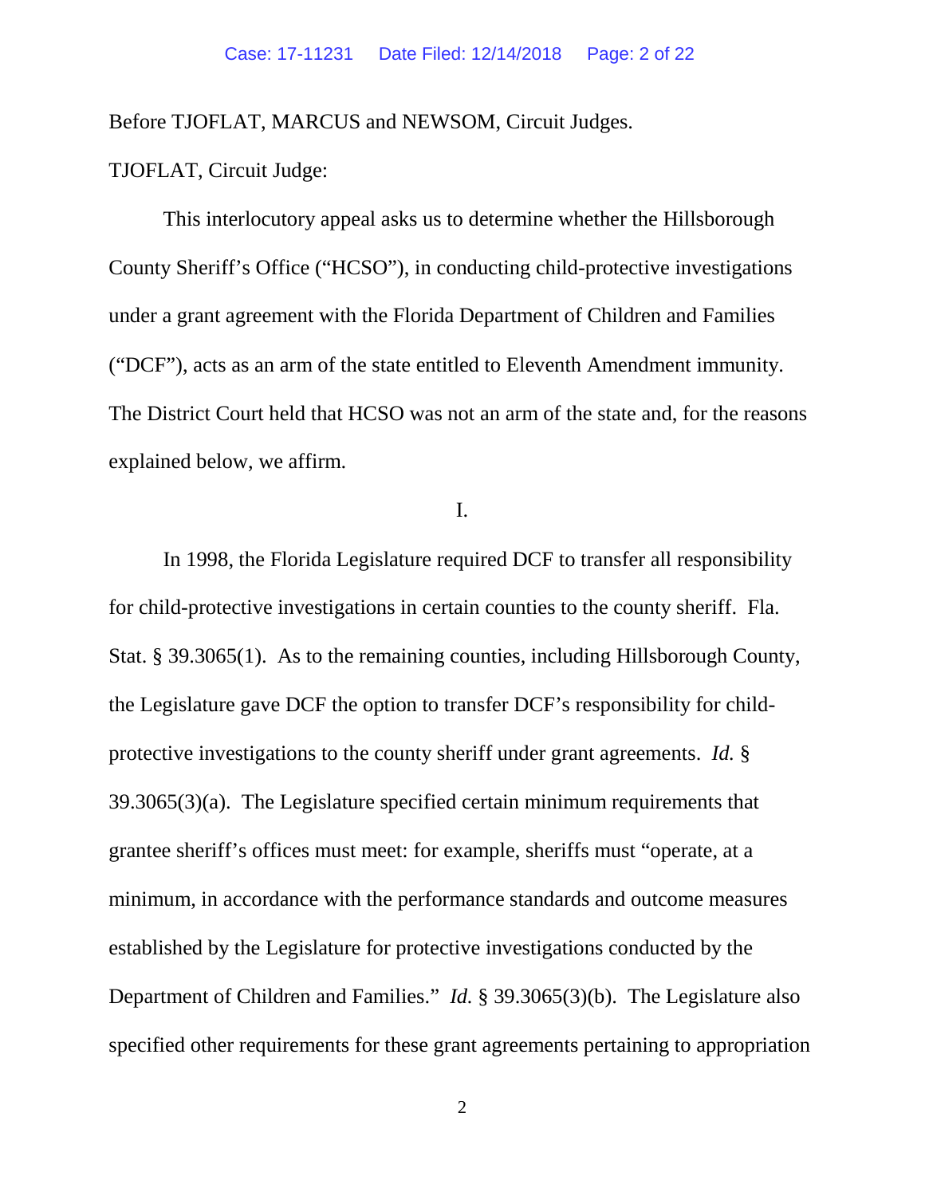Before TJOFLAT, MARCUS and NEWSOM, Circuit Judges.

TJOFLAT, Circuit Judge:

This interlocutory appeal asks us to determine whether the Hillsborough County Sheriff's Office ("HCSO"), in conducting child-protective investigations under a grant agreement with the Florida Department of Children and Families ("DCF"), acts as an arm of the state entitled to Eleventh Amendment immunity. The District Court held that HCSO was not an arm of the state and, for the reasons explained below, we affirm.

I.

In 1998, the Florida Legislature required DCF to transfer all responsibility for child-protective investigations in certain counties to the county sheriff. Fla. Stat. § 39.3065(1). As to the remaining counties, including Hillsborough County, the Legislature gave DCF the option to transfer DCF's responsibility for child-protective investigations to the county sheriff under grant agreements. *Id.* § 39.3065(3)(a). The Legislature specified certain minimum requirements that grantee sheriff's offices must meet: for example, sheriffs must "operate, at a minimum, in accordance with the performance standards and outcome measures established by the Legislature for protective investigations conducted by the Department of Children and Families." *Id.* § 39.3065(3)(b). The Legislature also specified other requirements for these grant agreements pertaining to appropriation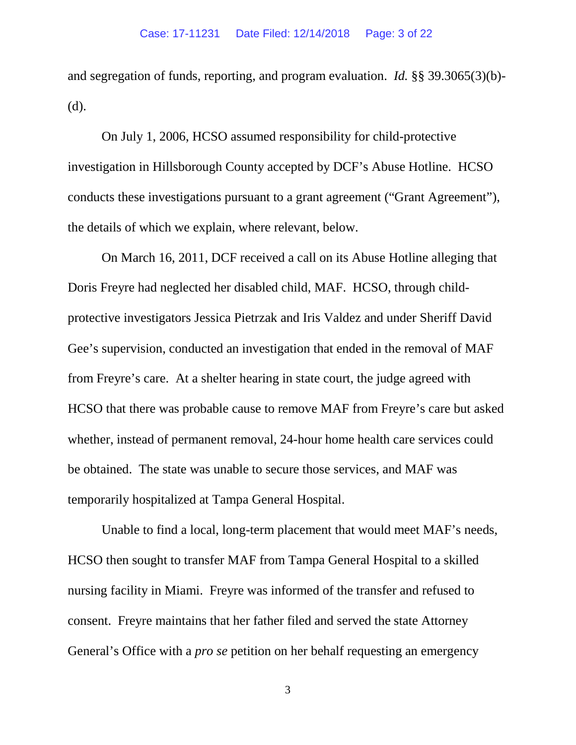and segregation of funds, reporting, and program evaluation. *Id.* §§ 39.3065(3)(b)-(d).

On July 1, 2006, HCSO assumed responsibility for child-protective investigation in Hillsborough County accepted by DCF's Abuse Hotline. HCSO conducts these investigations pursuant to a grant agreement ("Grant Agreement"), the details of which we explain, where relevant, below.

On March 16, 2011, DCF received a call on its Abuse Hotline alleging that Doris Freyre had neglected her disabled child, MAF. HCSO, through child-protective investigators Jessica Pietrzak and Iris Valdez and under Sheriff David Gee's supervision, conducted an investigation that ended in the removal of MAF from Freyre's care. At a shelter hearing in state court, the judge agreed with HCSO that there was probable cause to remove MAF from Freyre's care but asked whether, instead of permanent removal, 24-hour home health care services could be obtained. The state was unable to secure those services, and MAF was temporarily hospitalized at Tampa General Hospital.

Unable to find a local, long-term placement that would meet MAF's needs, HCSO then sought to transfer MAF from Tampa General Hospital to a skilled nursing facility in Miami. Freyre was informed of the transfer and refused to consent. Freyre maintains that her father filed and served the state Attorney General's Office with a *pro se* petition on her behalf requesting an emergency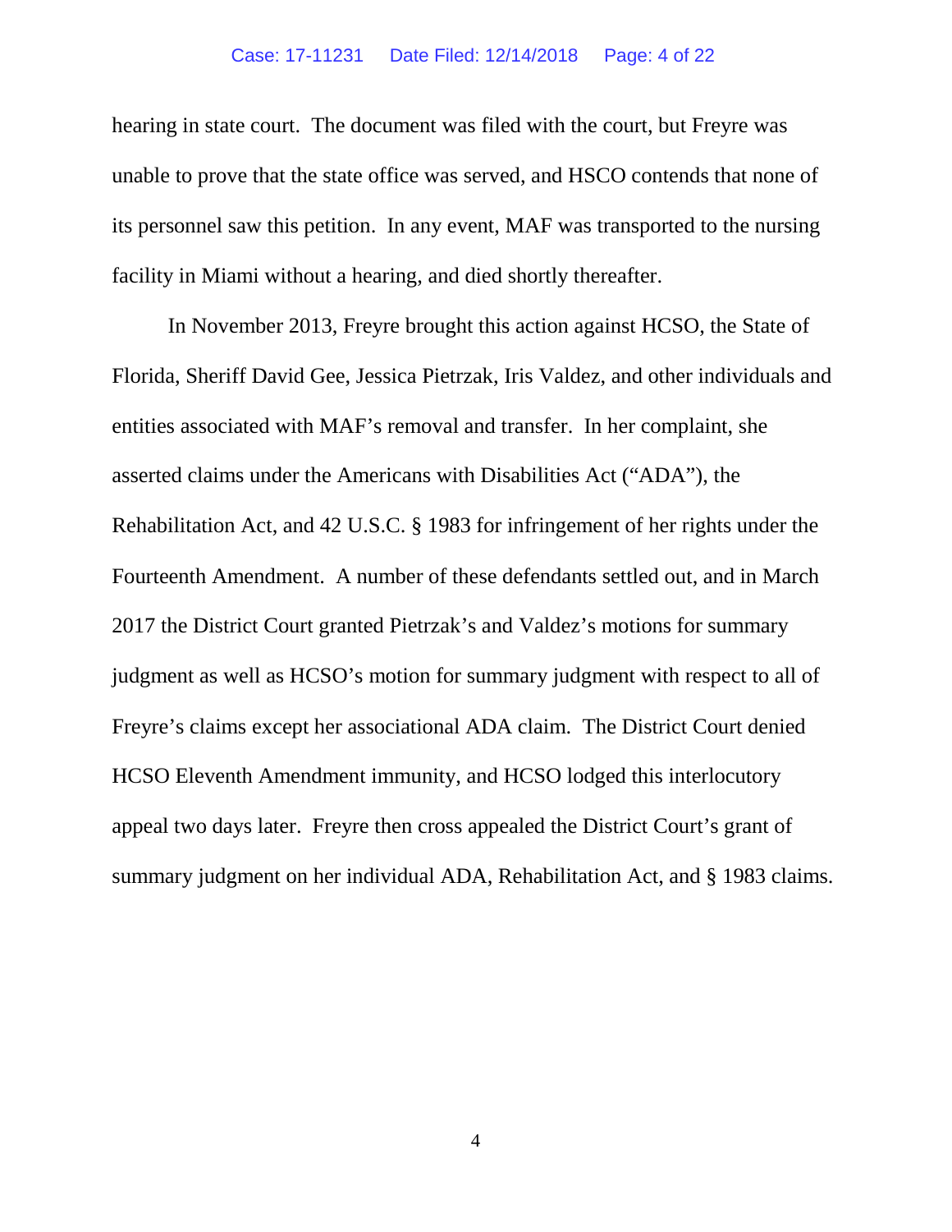hearing in state court. The document was filed with the court, but Freyre was unable to prove that the state office was served, and HSCO contends that none of its personnel saw this petition. In any event, MAF was transported to the nursing facility in Miami without a hearing, and died shortly thereafter.

In November 2013, Freyre brought this action against HCSO, the State of Florida, Sheriff David Gee, Jessica Pietrzak, Iris Valdez, and other individuals and entities associated with MAF's removal and transfer. In her complaint, she asserted claims under the Americans with Disabilities Act ("ADA"), the Rehabilitation Act, and 42 U.S.C. § 1983 for infringement of her rights under the Fourteenth Amendment. A number of these defendants settled out, and in March 2017 the District Court granted Pietrzak's and Valdez's motions for summary judgment as well as HCSO's motion for summary judgment with respect to all of Freyre's claims except her associational ADA claim. The District Court denied HCSO Eleventh Amendment immunity, and HCSO lodged this interlocutory appeal two days later. Freyre then cross appealed the District Court's grant of summary judgment on her individual ADA, Rehabilitation Act, and § 1983 claims.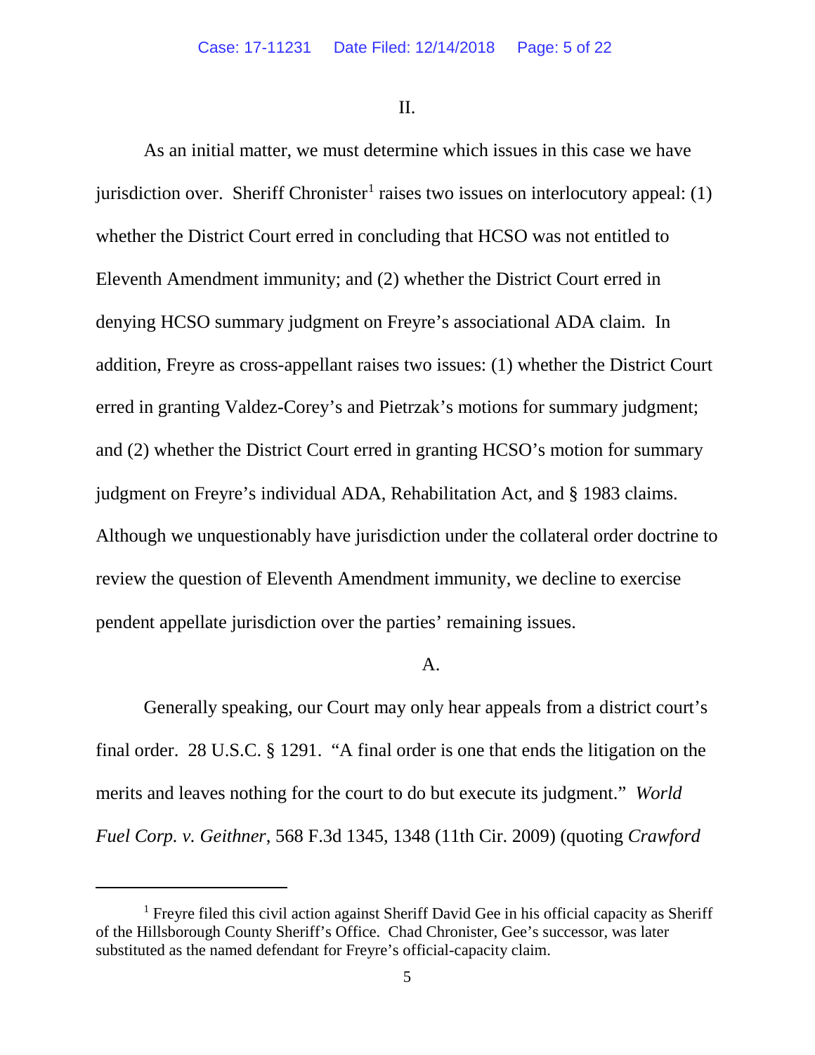## II.

As an initial matter, we must determine which issues in this case we have jurisdiction over. Sheriff Chronister[1] raises two issues on interlocutory appeal: (1) whether the District Court erred in concluding that HCSO was not entitled to Eleventh Amendment immunity; and (2) whether the District Court erred in denying HCSO summary judgment on Freyre's associational ADA claim. In addition, Freyre as cross-appellant raises two issues: (1) whether the District Court erred in granting Valdez-Corey's and Pietrzak's motions for summary judgment; and (2) whether the District Court erred in granting HCSO's motion for summary judgment on Freyre's individual ADA, Rehabilitation Act, and § 1983 claims. Although we unquestionably have jurisdiction under the collateral order doctrine to review the question of Eleventh Amendment immunity, we decline to exercise pendent appellate jurisdiction over the parties' remaining issues.

### A.

Generally speaking, our Court may only hear appeals from a district court's final order. 28 U.S.C. § 1291. "A final order is one that ends the litigation on the merits and leaves nothing for the court to do but execute its judgment." *World Fuel Corp. v. Geithner*, 568 F.3d 1345, 1348 (11th Cir. 2009) (quoting *Crawford*

---

[1] Freyre filed this civil action against Sheriff David Gee in his official capacity as Sheriff of the Hillsborough County Sheriff's Office. Chad Chronister, Gee's successor, was later substituted as the named defendant for Freyre's official-capacity claim.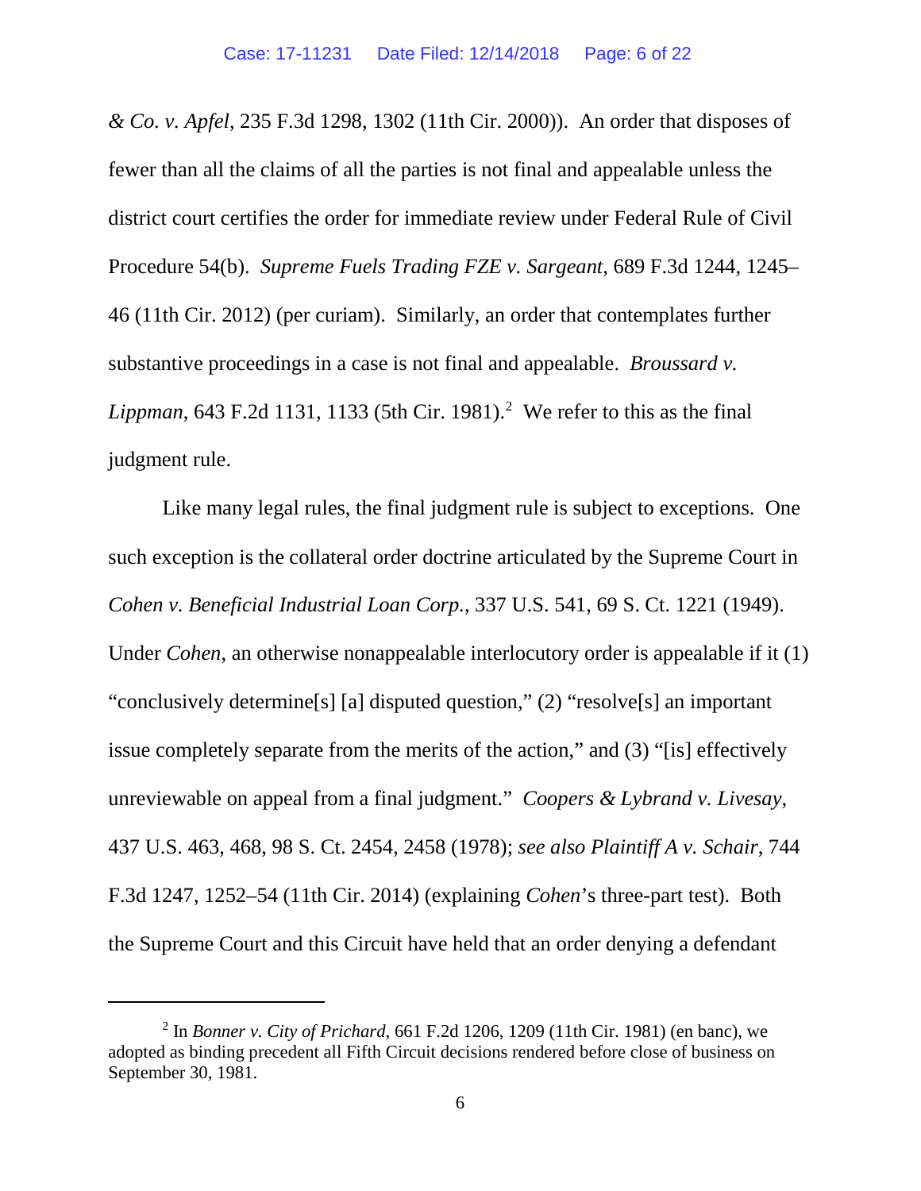*& Co. v. Apfel*, 235 F.3d 1298, 1302 (11th Cir. 2000)). An order that disposes of fewer than all the claims of all the parties is not final and appealable unless the district court certifies the order for immediate review under Federal Rule of Civil Procedure 54(b). *Supreme Fuels Trading FZE v. Sargeant*, 689 F.3d 1244, 1245–46 (11th Cir. 2012) (per curiam). Similarly, an order that contemplates further substantive proceedings in a case is not final and appealable. *Broussard v. Lippman*, 643 F.2d 1131, 1133 (5th Cir. 1981).[2] We refer to this as the final judgment rule.

Like many legal rules, the final judgment rule is subject to exceptions. One such exception is the collateral order doctrine articulated by the Supreme Court in *Cohen v. Beneficial Industrial Loan Corp.*, 337 U.S. 541, 69 S. Ct. 1221 (1949). Under *Cohen*, an otherwise nonappealable interlocutory order is appealable if it (1) "conclusively determine[s] [a] disputed question," (2) "resolve[s] an important issue completely separate from the merits of the action," and (3) "[is] effectively unreviewable on appeal from a final judgment." *Coopers & Lybrand v. Livesay*, 437 U.S. 463, 468, 98 S. Ct. 2454, 2458 (1978); *see also Plaintiff A v. Schair*, 744 F.3d 1247, 1252–54 (11th Cir. 2014) (explaining *Cohen*'s three-part test). Both the Supreme Court and this Circuit have held that an order denying a defendant

[2] In *Bonner v. City of Prichard*, 661 F.2d 1206, 1209 (11th Cir. 1981) (en banc), we adopted as binding precedent all Fifth Circuit decisions rendered before close of business on September 30, 1981.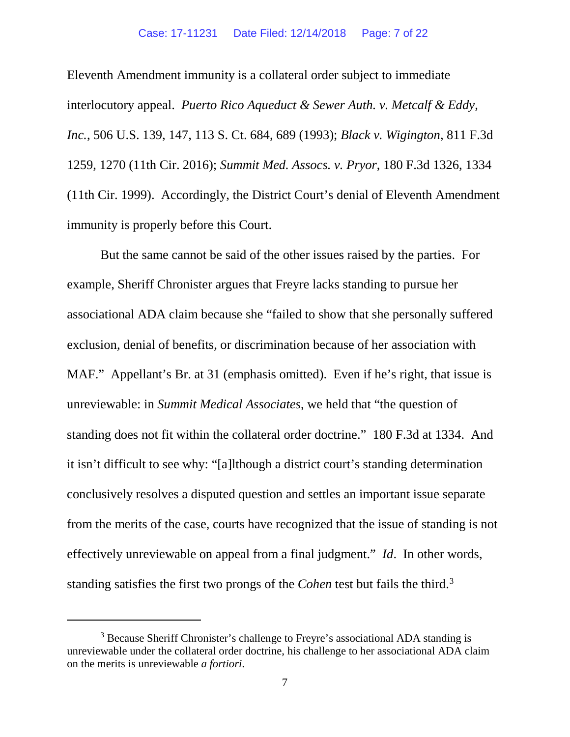Eleventh Amendment immunity is a collateral order subject to immediate interlocutory appeal. *Puerto Rico Aqueduct & Sewer Auth. v. Metcalf & Eddy, Inc.*, 506 U.S. 139, 147, 113 S. Ct. 684, 689 (1993); *Black v. Wigington*, 811 F.3d 1259, 1270 (11th Cir. 2016); *Summit Med. Assocs. v. Pryor*, 180 F.3d 1326, 1334 (11th Cir. 1999). Accordingly, the District Court's denial of Eleventh Amendment immunity is properly before this Court.

But the same cannot be said of the other issues raised by the parties. For example, Sheriff Chronister argues that Freyre lacks standing to pursue her associational ADA claim because she "failed to show that she personally suffered exclusion, denial of benefits, or discrimination because of her association with MAF." Appellant's Br. at 31 (emphasis omitted). Even if he's right, that issue is unreviewable: in *Summit Medical Associates*, we held that "the question of standing does not fit within the collateral order doctrine." 180 F.3d at 1334. And it isn't difficult to see why: "[a]lthough a district court's standing determination conclusively resolves a disputed question and settles an important issue separate from the merits of the case, courts have recognized that the issue of standing is not effectively unreviewable on appeal from a final judgment." *Id*. In other words, standing satisfies the first two prongs of the *Cohen* test but fails the third.[3]

[3] Because Sheriff Chronister's challenge to Freyre's associational ADA standing is unreviewable under the collateral order doctrine, his challenge to her associational ADA claim on the merits is unreviewable *a fortiori*.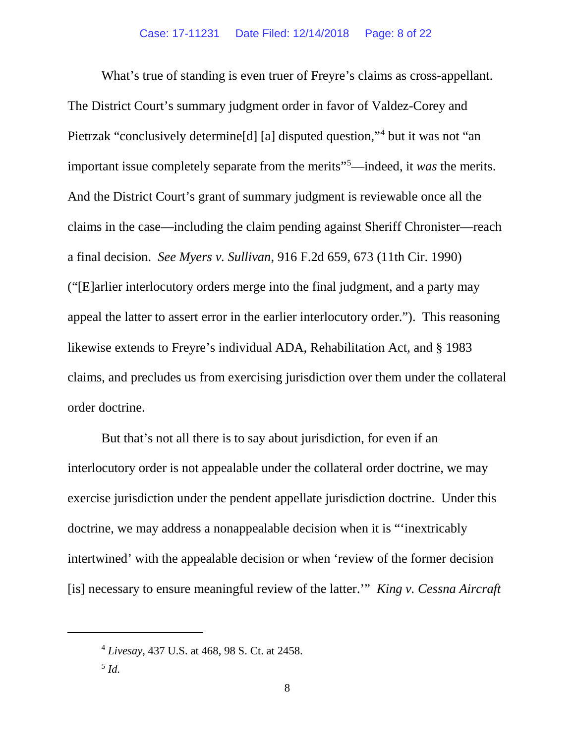What's true of standing is even truer of Freyre's claims as cross-appellant. The District Court's summary judgment order in favor of Valdez-Corey and Pietrzak "conclusively determine[d] [a] disputed question,"[4] but it was not "an important issue completely separate from the merits"[5]—indeed, it *was* the merits. And the District Court's grant of summary judgment is reviewable once all the claims in the case—including the claim pending against Sheriff Chronister—reach a final decision. *See Myers v. Sullivan*, 916 F.2d 659, 673 (11th Cir. 1990) ("[E]arlier interlocutory orders merge into the final judgment, and a party may appeal the latter to assert error in the earlier interlocutory order."). This reasoning likewise extends to Freyre's individual ADA, Rehabilitation Act, and § 1983 claims, and precludes us from exercising jurisdiction over them under the collateral order doctrine.

But that's not all there is to say about jurisdiction, for even if an interlocutory order is not appealable under the collateral order doctrine, we may exercise jurisdiction under the pendent appellate jurisdiction doctrine. Under this doctrine, we may address a nonappealable decision when it is "'inextricably intertwined' with the appealable decision or when 'review of the former decision [is] necessary to ensure meaningful review of the latter.'" *King v. Cessna Aircraft*

---

[4] *Livesay*, 437 U.S. at 468, 98 S. Ct. at 2458.

[5] *Id.*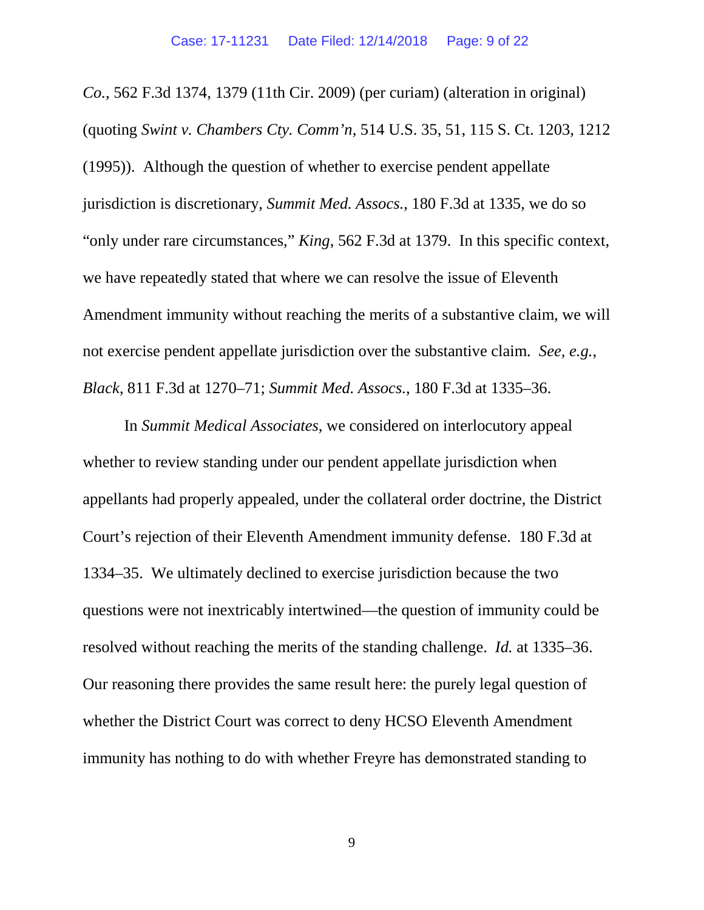*Co.*, 562 F.3d 1374, 1379 (11th Cir. 2009) (per curiam) (alteration in original) (quoting *Swint v. Chambers Cty. Comm'n*, 514 U.S. 35, 51, 115 S. Ct. 1203, 1212 (1995)). Although the question of whether to exercise pendent appellate jurisdiction is discretionary, *Summit Med. Assocs.*, 180 F.3d at 1335, we do so "only under rare circumstances," *King*, 562 F.3d at 1379. In this specific context, we have repeatedly stated that where we can resolve the issue of Eleventh Amendment immunity without reaching the merits of a substantive claim, we will not exercise pendent appellate jurisdiction over the substantive claim. *See, e.g.*, *Black*, 811 F.3d at 1270–71; *Summit Med. Assocs.*, 180 F.3d at 1335–36.

In *Summit Medical Associates*, we considered on interlocutory appeal whether to review standing under our pendent appellate jurisdiction when appellants had properly appealed, under the collateral order doctrine, the District Court's rejection of their Eleventh Amendment immunity defense. 180 F.3d at 1334–35. We ultimately declined to exercise jurisdiction because the two questions were not inextricably intertwined—the question of immunity could be resolved without reaching the merits of the standing challenge. *Id.* at 1335–36. Our reasoning there provides the same result here: the purely legal question of whether the District Court was correct to deny HCSO Eleventh Amendment immunity has nothing to do with whether Freyre has demonstrated standing to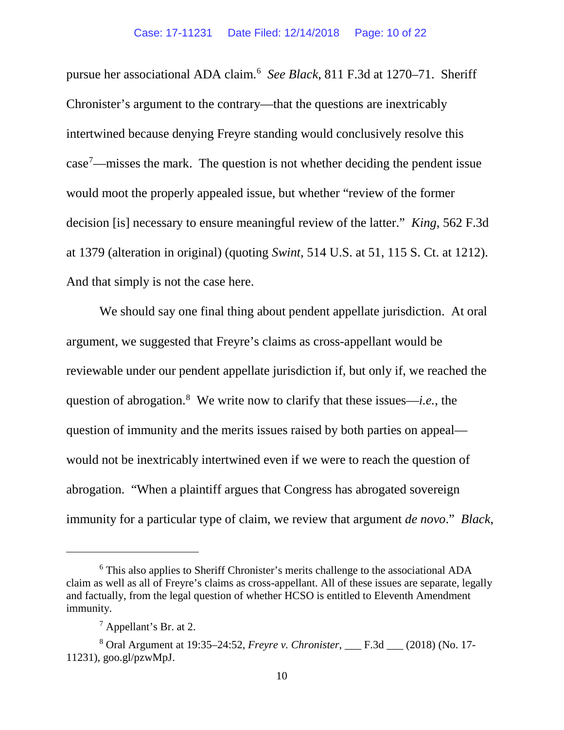pursue her associational ADA claim.[6] *See Black*, 811 F.3d at 1270–71. Sheriff Chronister's argument to the contrary—that the questions are inextricably intertwined because denying Freyre standing would conclusively resolve this case[7]—misses the mark. The question is not whether deciding the pendent issue would moot the properly appealed issue, but whether "review of the former decision [is] necessary to ensure meaningful review of the latter." *King*, 562 F.3d at 1379 (alteration in original) (quoting *Swint*, 514 U.S. at 51, 115 S. Ct. at 1212). And that simply is not the case here.

We should say one final thing about pendent appellate jurisdiction. At oral argument, we suggested that Freyre's claims as cross-appellant would be reviewable under our pendent appellate jurisdiction if, but only if, we reached the question of abrogation.[8] We write now to clarify that these issues—*i.e.*, the question of immunity and the merits issues raised by both parties on appeal—would not be inextricably intertwined even if we were to reach the question of abrogation. "When a plaintiff argues that Congress has abrogated sovereign immunity for a particular type of claim, we review that argument *de novo*." *Black*,

---

[6] This also applies to Sheriff Chronister's merits challenge to the associational ADA claim as well as all of Freyre's claims as cross-appellant. All of these issues are separate, legally and factually, from the legal question of whether HCSO is entitled to Eleventh Amendment immunity.

[7] Appellant's Br. at 2.

[8] Oral Argument at 19:35–24:52, *Freyre v. Chronister*, ___ F.3d ___ (2018) (No. 17-11231), goo.gl/pzwMpJ.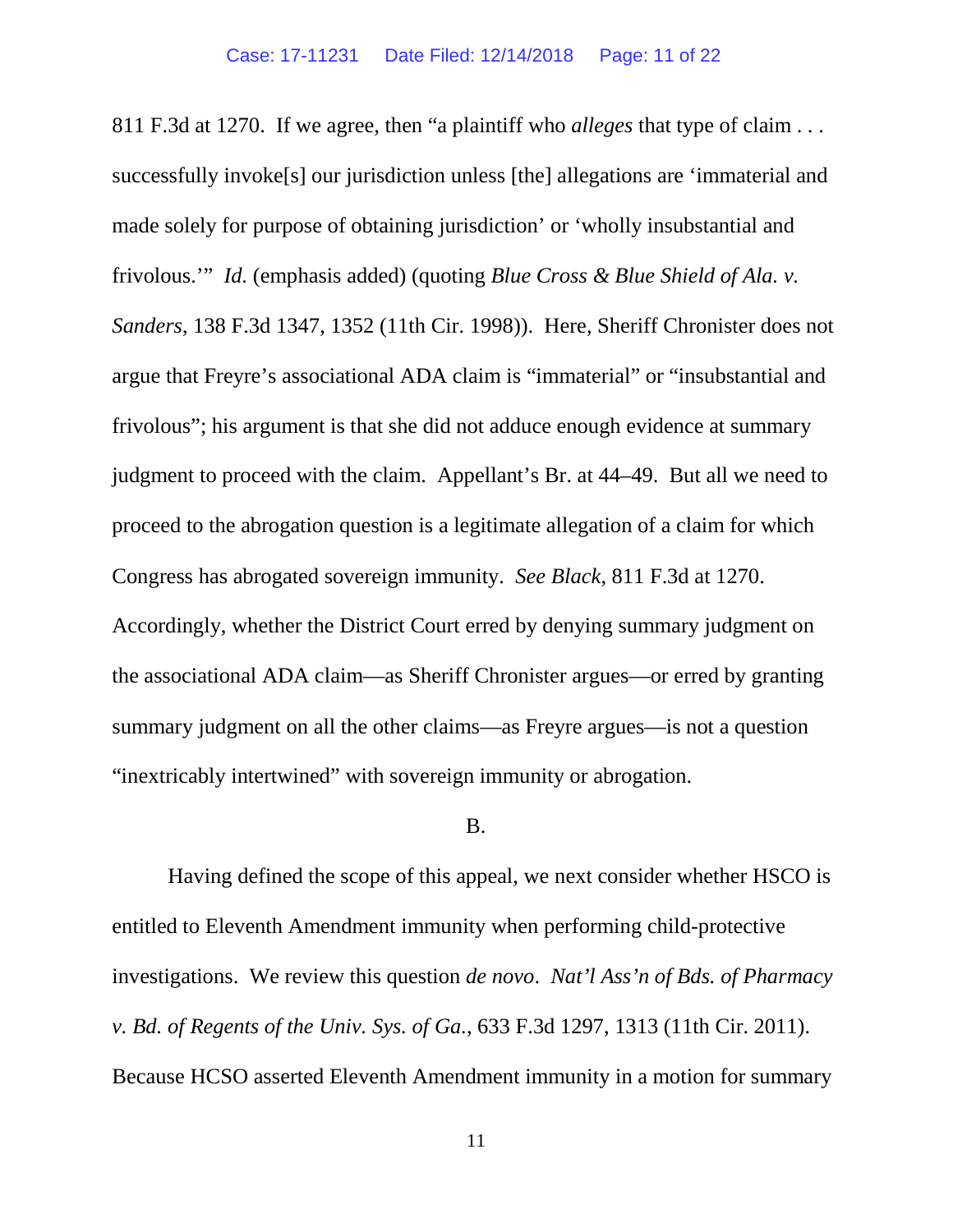811 F.3d at 1270. If we agree, then "a plaintiff who *alleges* that type of claim . . . successfully invoke[s] our jurisdiction unless [the] allegations are 'immaterial and made solely for purpose of obtaining jurisdiction' or 'wholly insubstantial and frivolous.'" *Id.* (emphasis added) (quoting *Blue Cross & Blue Shield of Ala. v. Sanders*, 138 F.3d 1347, 1352 (11th Cir. 1998)). Here, Sheriff Chronister does not argue that Freyre's associational ADA claim is "immaterial" or "insubstantial and frivolous"; his argument is that she did not adduce enough evidence at summary judgment to proceed with the claim. Appellant's Br. at 44–49. But all we need to proceed to the abrogation question is a legitimate allegation of a claim for which Congress has abrogated sovereign immunity. *See Black*, 811 F.3d at 1270. Accordingly, whether the District Court erred by denying summary judgment on the associational ADA claim—as Sheriff Chronister argues—or erred by granting summary judgment on all the other claims—as Freyre argues—is not a question "inextricably intertwined" with sovereign immunity or abrogation.

B.

Having defined the scope of this appeal, we next consider whether HSCO is entitled to Eleventh Amendment immunity when performing child-protective investigations. We review this question *de novo*. *Nat'l Ass'n of Bds. of Pharmacy v. Bd. of Regents of the Univ. Sys. of Ga.*, 633 F.3d 1297, 1313 (11th Cir. 2011). Because HCSO asserted Eleventh Amendment immunity in a motion for summary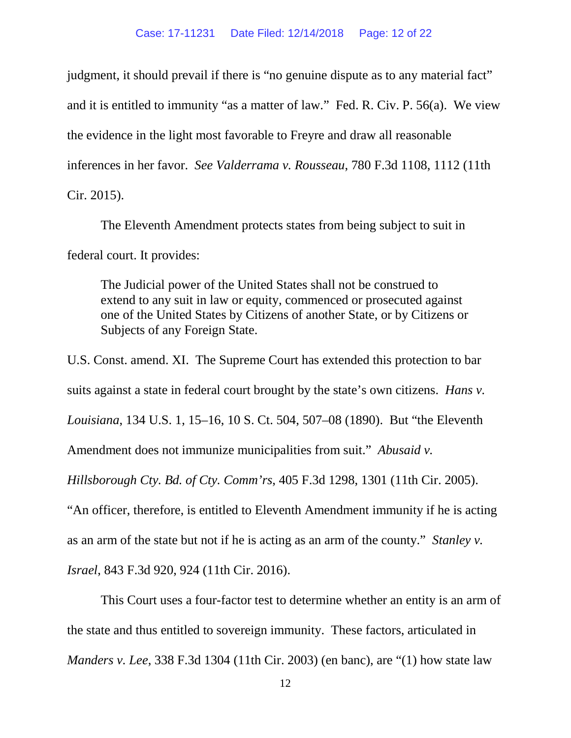judgment, it should prevail if there is "no genuine dispute as to any material fact" and it is entitled to immunity "as a matter of law." Fed. R. Civ. P. 56(a). We view the evidence in the light most favorable to Freyre and draw all reasonable inferences in her favor. *See Valderrama v. Rousseau*, 780 F.3d 1108, 1112 (11th Cir. 2015).

The Eleventh Amendment protects states from being subject to suit in federal court. It provides:

> The Judicial power of the United States shall not be construed to extend to any suit in law or equity, commenced or prosecuted against one of the United States by Citizens of another State, or by Citizens or Subjects of any Foreign State.

U.S. Const. amend. XI. The Supreme Court has extended this protection to bar suits against a state in federal court brought by the state's own citizens. *Hans v. Louisiana*, 134 U.S. 1, 15–16, 10 S. Ct. 504, 507–08 (1890). But "the Eleventh Amendment does not immunize municipalities from suit." *Abusaid v. Hillsborough Cty. Bd. of Cty. Comm'rs*, 405 F.3d 1298, 1301 (11th Cir. 2005). "An officer, therefore, is entitled to Eleventh Amendment immunity if he is acting as an arm of the state but not if he is acting as an arm of the county." *Stanley v. Israel*, 843 F.3d 920, 924 (11th Cir. 2016).

This Court uses a four-factor test to determine whether an entity is an arm of the state and thus entitled to sovereign immunity. These factors, articulated in *Manders v. Lee*, 338 F.3d 1304 (11th Cir. 2003) (en banc), are "(1) how state law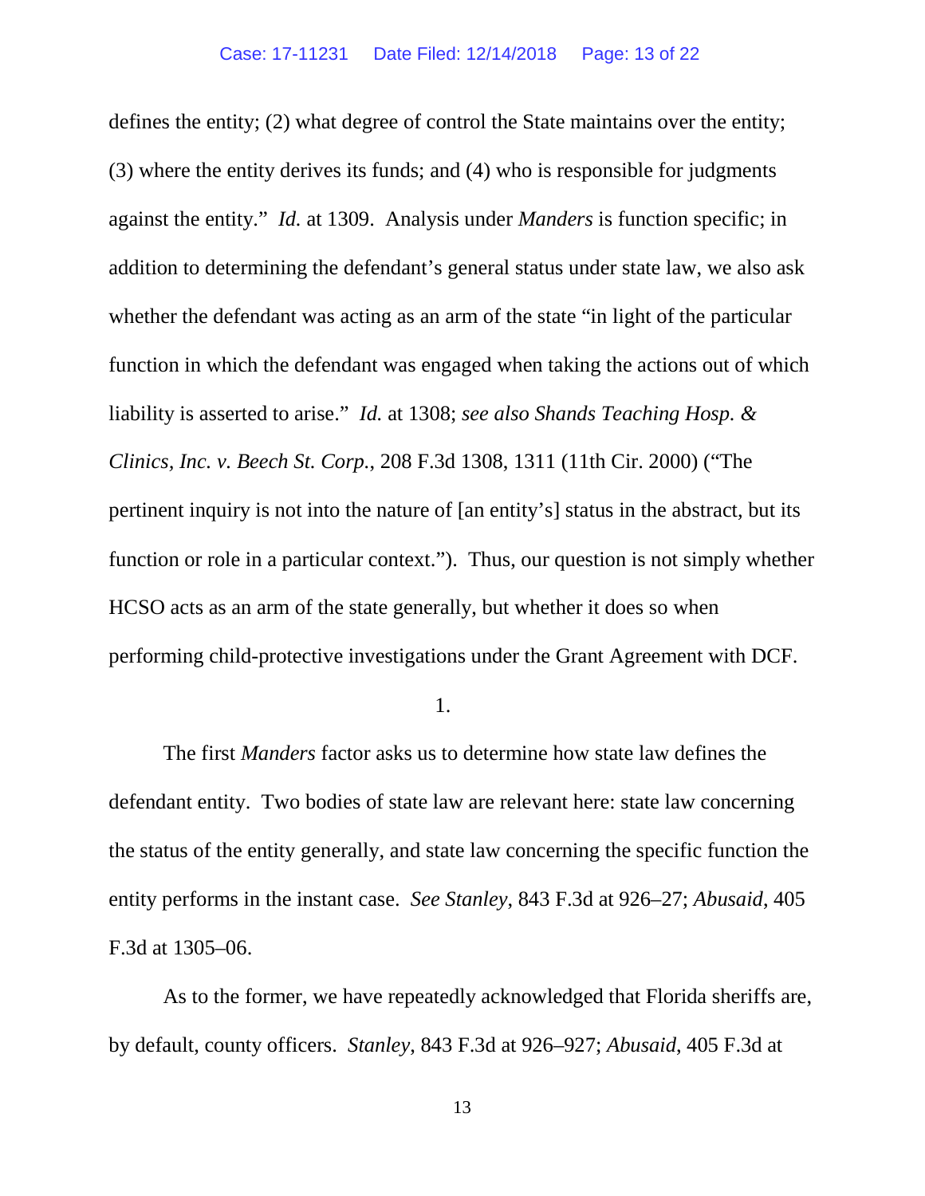defines the entity; (2) what degree of control the State maintains over the entity; (3) where the entity derives its funds; and (4) who is responsible for judgments against the entity." *Id.* at 1309. Analysis under *Manders* is function specific; in addition to determining the defendant's general status under state law, we also ask whether the defendant was acting as an arm of the state "in light of the particular function in which the defendant was engaged when taking the actions out of which liability is asserted to arise." *Id.* at 1308; *see also Shands Teaching Hosp. & Clinics, Inc. v. Beech St. Corp.*, 208 F.3d 1308, 1311 (11th Cir. 2000) ("The pertinent inquiry is not into the nature of [an entity's] status in the abstract, but its function or role in a particular context."). Thus, our question is not simply whether HCSO acts as an arm of the state generally, but whether it does so when performing child-protective investigations under the Grant Agreement with DCF.

1.

The first *Manders* factor asks us to determine how state law defines the defendant entity. Two bodies of state law are relevant here: state law concerning the status of the entity generally, and state law concerning the specific function the entity performs in the instant case. *See Stanley*, 843 F.3d at 926–27; *Abusaid*, 405 F.3d at 1305–06.

As to the former, we have repeatedly acknowledged that Florida sheriffs are, by default, county officers. *Stanley*, 843 F.3d at 926–927; *Abusaid*, 405 F.3d at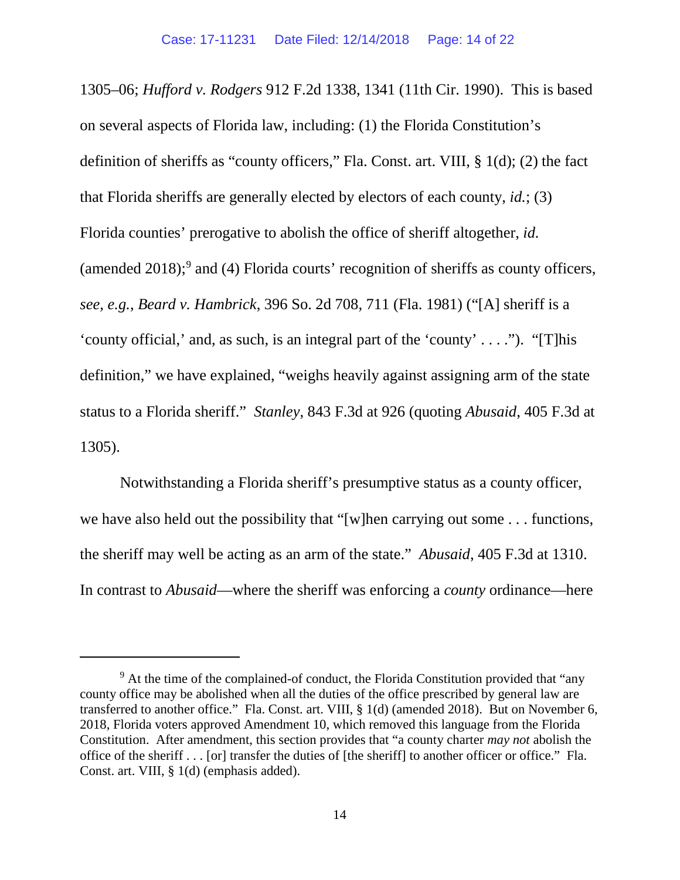1305–06; *Hufford v. Rodgers* 912 F.2d 1338, 1341 (11th Cir. 1990). This is based on several aspects of Florida law, including: (1) the Florida Constitution's definition of sheriffs as "county officers," Fla. Const. art. VIII, § 1(d); (2) the fact that Florida sheriffs are generally elected by electors of each county, *id.*; (3) Florida counties' prerogative to abolish the office of sheriff altogether, *id.* (amended 2018);[9] and (4) Florida courts' recognition of sheriffs as county officers, *see, e.g.*, *Beard v. Hambrick*, 396 So. 2d 708, 711 (Fla. 1981) ("[A] sheriff is a 'county official,' and, as such, is an integral part of the 'county' . . . ."). "[T]his definition," we have explained, "weighs heavily against assigning arm of the state status to a Florida sheriff." *Stanley*, 843 F.3d at 926 (quoting *Abusaid*, 405 F.3d at 1305).

Notwithstanding a Florida sheriff's presumptive status as a county officer, we have also held out the possibility that "[w]hen carrying out some . . . functions, the sheriff may well be acting as an arm of the state." *Abusaid*, 405 F.3d at 1310. In contrast to *Abusaid*—where the sheriff was enforcing a *county* ordinance—here

---

[9] At the time of the complained-of conduct, the Florida Constitution provided that "any county office may be abolished when all the duties of the office prescribed by general law are transferred to another office." Fla. Const. art. VIII, § 1(d) (amended 2018). But on November 6, 2018, Florida voters approved Amendment 10, which removed this language from the Florida Constitution. After amendment, this section provides that "a county charter *may not* abolish the office of the sheriff . . . [or] transfer the duties of [the sheriff] to another officer or office." Fla. Const. art. VIII, § 1(d) (emphasis added).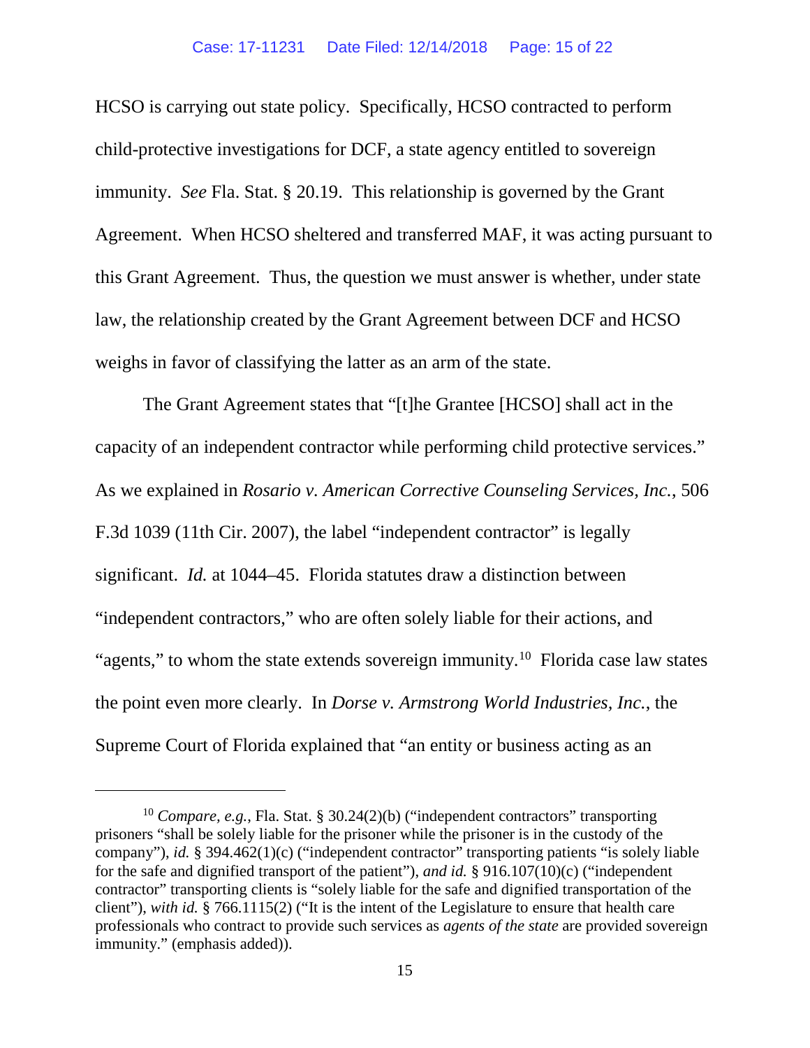HCSO is carrying out state policy. Specifically, HCSO contracted to perform child-protective investigations for DCF, a state agency entitled to sovereign immunity. *See* Fla. Stat. § 20.19. This relationship is governed by the Grant Agreement. When HCSO sheltered and transferred MAF, it was acting pursuant to this Grant Agreement. Thus, the question we must answer is whether, under state law, the relationship created by the Grant Agreement between DCF and HCSO weighs in favor of classifying the latter as an arm of the state.

The Grant Agreement states that "[t]he Grantee [HCSO] shall act in the capacity of an independent contractor while performing child protective services." As we explained in *Rosario v. American Corrective Counseling Services, Inc.*, 506 F.3d 1039 (11th Cir. 2007), the label "independent contractor" is legally significant. *Id.* at 1044–45. Florida statutes draw a distinction between "independent contractors," who are often solely liable for their actions, and "agents," to whom the state extends sovereign immunity.[10] Florida case law states the point even more clearly. In *Dorse v. Armstrong World Industries, Inc.*, the Supreme Court of Florida explained that "an entity or business acting as an

---

[10] *Compare, e.g.*, Fla. Stat. § 30.24(2)(b) ("independent contractors" transporting prisoners "shall be solely liable for the prisoner while the prisoner is in the custody of the company"), *id.* § 394.462(1)(c) ("independent contractor" transporting patients "is solely liable for the safe and dignified transport of the patient"), *and id.* § 916.107(10)(c) ("independent contractor" transporting clients is "solely liable for the safe and dignified transportation of the client"), *with id.* § 766.1115(2) ("It is the intent of the Legislature to ensure that health care professionals who contract to provide such services as *agents of the state* are provided sovereign immunity." (emphasis added)).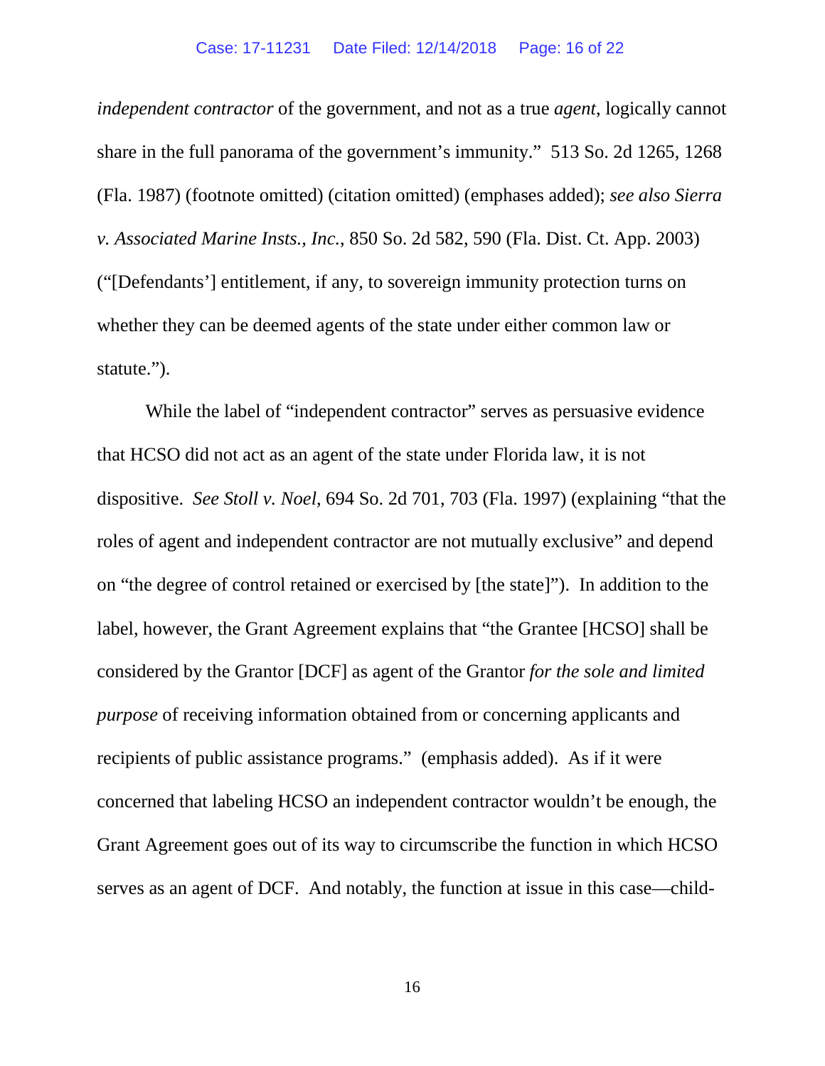*independent contractor* of the government, and not as a true *agent*, logically cannot share in the full panorama of the government's immunity." 513 So. 2d 1265, 1268 (Fla. 1987) (footnote omitted) (citation omitted) (emphases added); *see also Sierra v. Associated Marine Insts., Inc.*, 850 So. 2d 582, 590 (Fla. Dist. Ct. App. 2003) ("[Defendants'] entitlement, if any, to sovereign immunity protection turns on whether they can be deemed agents of the state under either common law or statute.").

While the label of "independent contractor" serves as persuasive evidence that HCSO did not act as an agent of the state under Florida law, it is not dispositive. *See Stoll v. Noel*, 694 So. 2d 701, 703 (Fla. 1997) (explaining "that the roles of agent and independent contractor are not mutually exclusive" and depend on "the degree of control retained or exercised by [the state]"). In addition to the label, however, the Grant Agreement explains that "the Grantee [HCSO] shall be considered by the Grantor [DCF] as agent of the Grantor *for the sole and limited purpose* of receiving information obtained from or concerning applicants and recipients of public assistance programs." (emphasis added). As if it were concerned that labeling HCSO an independent contractor wouldn't be enough, the Grant Agreement goes out of its way to circumscribe the function in which HCSO serves as an agent of DCF. And notably, the function at issue in this case—child-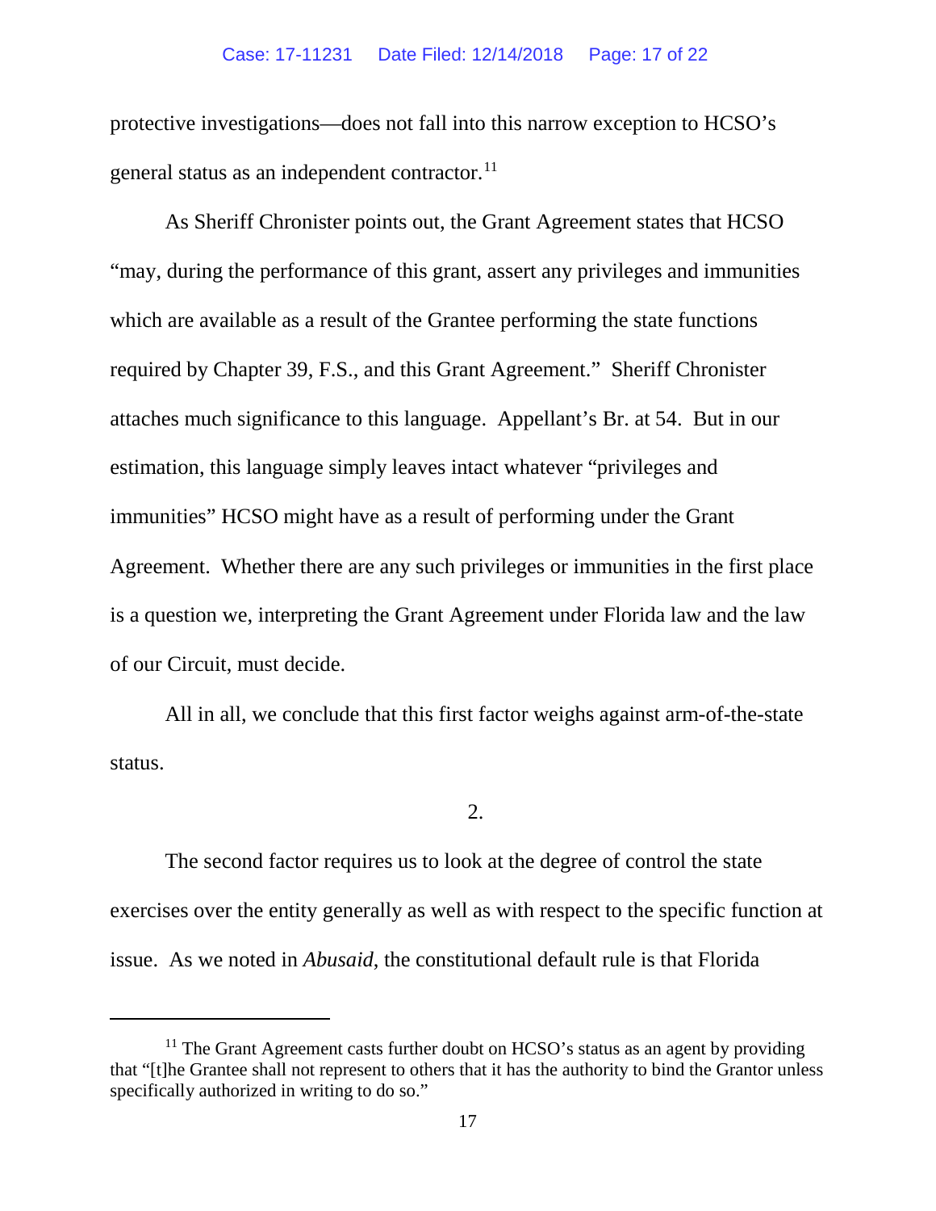protective investigations—does not fall into this narrow exception to HCSO's general status as an independent contractor.[11]

As Sheriff Chronister points out, the Grant Agreement states that HCSO "may, during the performance of this grant, assert any privileges and immunities which are available as a result of the Grantee performing the state functions required by Chapter 39, F.S., and this Grant Agreement." Sheriff Chronister attaches much significance to this language. Appellant's Br. at 54. But in our estimation, this language simply leaves intact whatever "privileges and immunities" HCSO might have as a result of performing under the Grant Agreement. Whether there are any such privileges or immunities in the first place is a question we, interpreting the Grant Agreement under Florida law and the law of our Circuit, must decide.

All in all, we conclude that this first factor weighs against arm-of-the-state status.

2.

The second factor requires us to look at the degree of control the state exercises over the entity generally as well as with respect to the specific function at issue. As we noted in *Abusaid*, the constitutional default rule is that Florida

[11] The Grant Agreement casts further doubt on HCSO's status as an agent by providing that "[t]he Grantee shall not represent to others that it has the authority to bind the Grantor unless specifically authorized in writing to do so."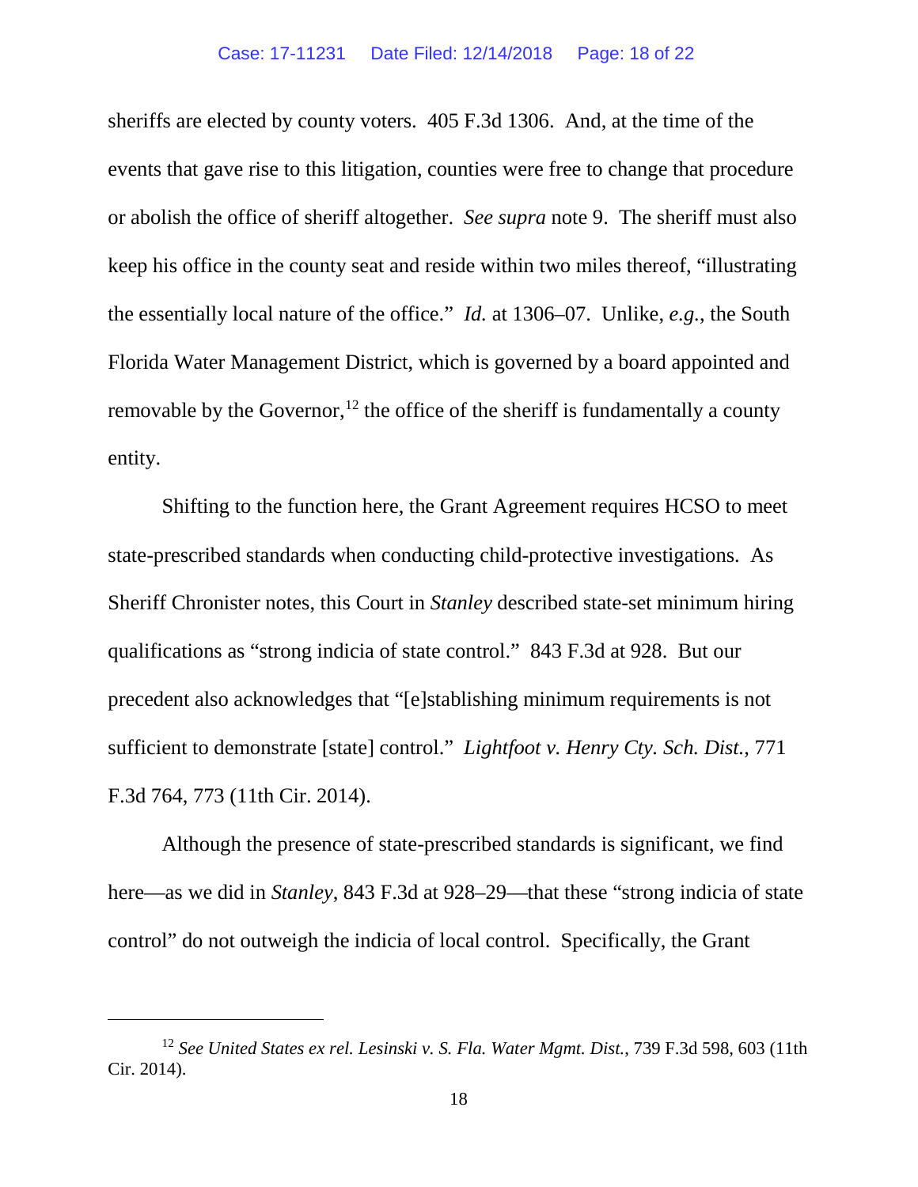sheriffs are elected by county voters. 405 F.3d 1306. And, at the time of the events that gave rise to this litigation, counties were free to change that procedure or abolish the office of sheriff altogether. *See supra* note 9. The sheriff must also keep his office in the county seat and reside within two miles thereof, "illustrating the essentially local nature of the office." *Id.* at 1306–07. Unlike, *e.g.*, the South Florida Water Management District, which is governed by a board appointed and removable by the Governor,[12] the office of the sheriff is fundamentally a county entity.

Shifting to the function here, the Grant Agreement requires HCSO to meet state-prescribed standards when conducting child-protective investigations. As Sheriff Chronister notes, this Court in *Stanley* described state-set minimum hiring qualifications as "strong indicia of state control." 843 F.3d at 928. But our precedent also acknowledges that "[e]stablishing minimum requirements is not sufficient to demonstrate [state] control." *Lightfoot v. Henry Cty. Sch. Dist.*, 771 F.3d 764, 773 (11th Cir. 2014).

Although the presence of state-prescribed standards is significant, we find here—as we did in *Stanley*, 843 F.3d at 928–29—that these "strong indicia of state control" do not outweigh the indicia of local control. Specifically, the Grant

---

[12] *See United States ex rel. Lesinski v. S. Fla. Water Mgmt. Dist.*, 739 F.3d 598, 603 (11th Cir. 2014).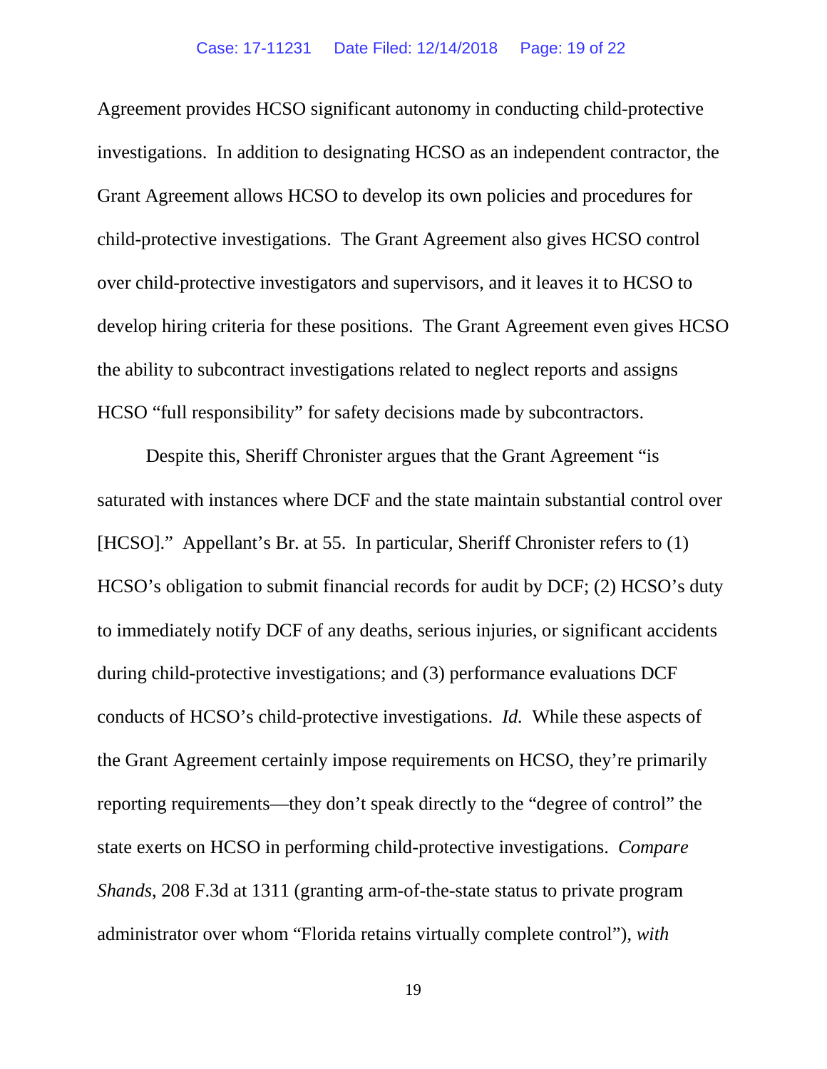Agreement provides HCSO significant autonomy in conducting child-protective investigations. In addition to designating HCSO as an independent contractor, the Grant Agreement allows HCSO to develop its own policies and procedures for child-protective investigations. The Grant Agreement also gives HCSO control over child-protective investigators and supervisors, and it leaves it to HCSO to develop hiring criteria for these positions. The Grant Agreement even gives HCSO the ability to subcontract investigations related to neglect reports and assigns HCSO "full responsibility" for safety decisions made by subcontractors.

Despite this, Sheriff Chronister argues that the Grant Agreement "is saturated with instances where DCF and the state maintain substantial control over [HCSO]." Appellant's Br. at 55. In particular, Sheriff Chronister refers to (1) HCSO's obligation to submit financial records for audit by DCF; (2) HCSO's duty to immediately notify DCF of any deaths, serious injuries, or significant accidents during child-protective investigations; and (3) performance evaluations DCF conducts of HCSO's child-protective investigations. *Id.* While these aspects of the Grant Agreement certainly impose requirements on HCSO, they're primarily reporting requirements—they don't speak directly to the "degree of control" the state exerts on HCSO in performing child-protective investigations. *Compare Shands*, 208 F.3d at 1311 (granting arm-of-the-state status to private program administrator over whom "Florida retains virtually complete control"), *with*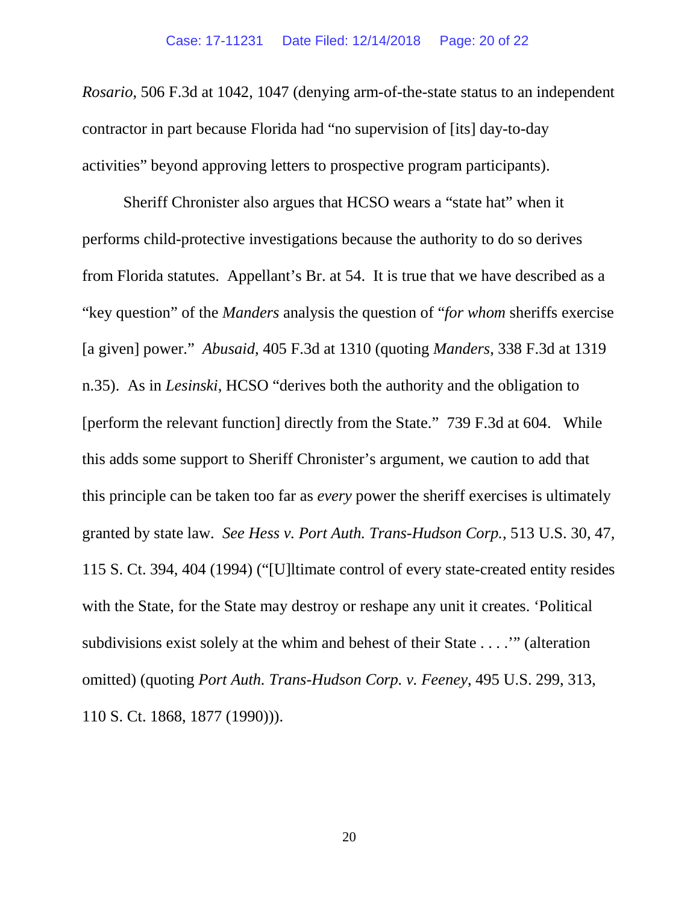*Rosario*, 506 F.3d at 1042, 1047 (denying arm-of-the-state status to an independent contractor in part because Florida had "no supervision of [its] day-to-day activities" beyond approving letters to prospective program participants).

Sheriff Chronister also argues that HCSO wears a "state hat" when it performs child-protective investigations because the authority to do so derives from Florida statutes. Appellant's Br. at 54. It is true that we have described as a "key question" of the *Manders* analysis the question of "*for whom* sheriffs exercise [a given] power." *Abusaid*, 405 F.3d at 1310 (quoting *Manders*, 338 F.3d at 1319 n.35). As in *Lesinski*, HCSO "derives both the authority and the obligation to [perform the relevant function] directly from the State." 739 F.3d at 604. While this adds some support to Sheriff Chronister's argument, we caution to add that this principle can be taken too far as *every* power the sheriff exercises is ultimately granted by state law. *See Hess v. Port Auth. Trans-Hudson Corp.*, 513 U.S. 30, 47, 115 S. Ct. 394, 404 (1994) ("[U]ltimate control of every state-created entity resides with the State, for the State may destroy or reshape any unit it creates. 'Political subdivisions exist solely at the whim and behest of their State . . . .'" (alteration omitted) (quoting *Port Auth. Trans-Hudson Corp. v. Feeney*, 495 U.S. 299, 313, 110 S. Ct. 1868, 1877 (1990))).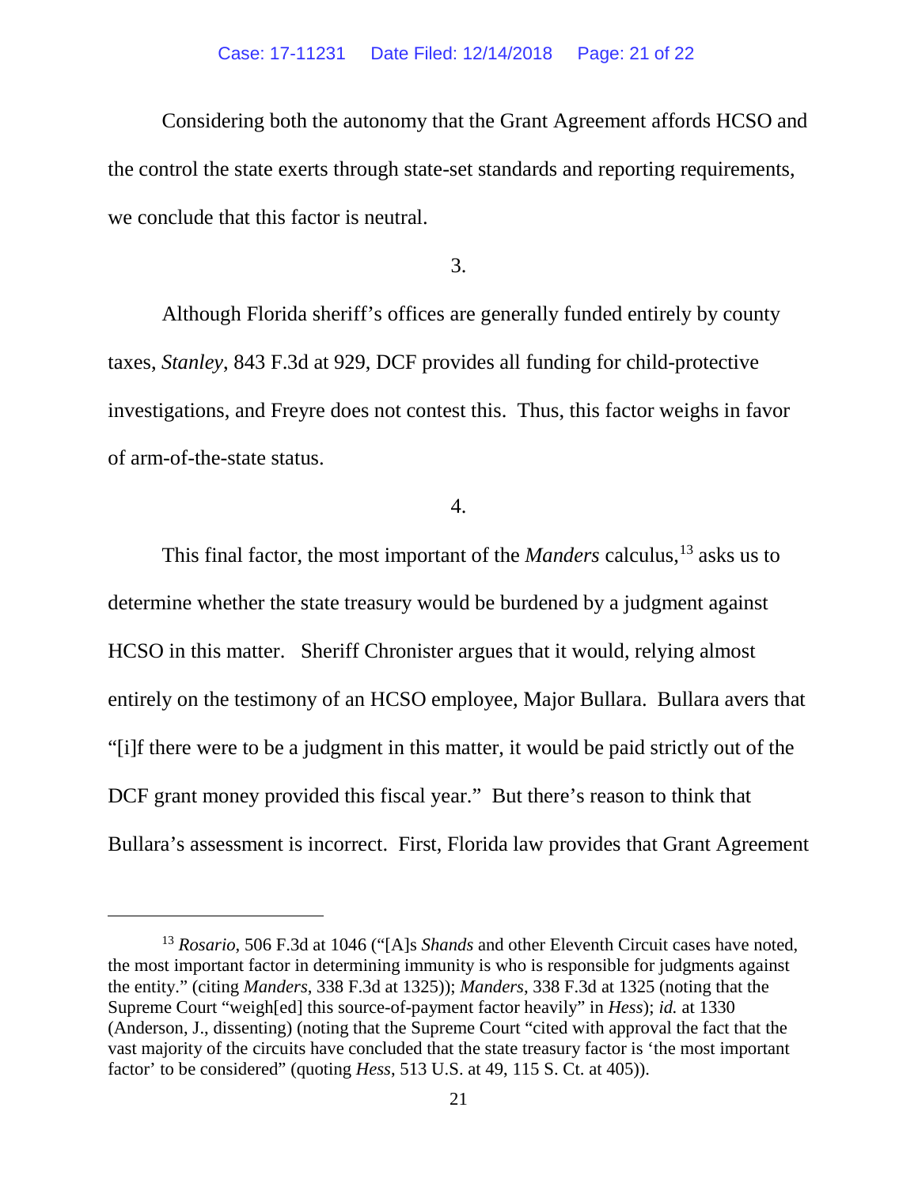Considering both the autonomy that the Grant Agreement affords HCSO and the control the state exerts through state-set standards and reporting requirements, we conclude that this factor is neutral.

3.

Although Florida sheriff's offices are generally funded entirely by county taxes, *Stanley*, 843 F.3d at 929, DCF provides all funding for child-protective investigations, and Freyre does not contest this. Thus, this factor weighs in favor of arm-of-the-state status.

4.

This final factor, the most important of the *Manders* calculus,[13] asks us to determine whether the state treasury would be burdened by a judgment against HCSO in this matter. Sheriff Chronister argues that it would, relying almost entirely on the testimony of an HCSO employee, Major Bullara. Bullara avers that "[i]f there were to be a judgment in this matter, it would be paid strictly out of the DCF grant money provided this fiscal year." But there's reason to think that Bullara's assessment is incorrect. First, Florida law provides that Grant Agreement

---

[13] *Rosario*, 506 F.3d at 1046 ("[A]s *Shands* and other Eleventh Circuit cases have noted, the most important factor in determining immunity is who is responsible for judgments against the entity." (citing *Manders*, 338 F.3d at 1325)); *Manders*, 338 F.3d at 1325 (noting that the Supreme Court "weigh[ed] this source-of-payment factor heavily" in *Hess*); *id.* at 1330 (Anderson, J., dissenting) (noting that the Supreme Court "cited with approval the fact that the vast majority of the circuits have concluded that the state treasury factor is 'the most important factor' to be considered" (quoting *Hess*, 513 U.S. at 49, 115 S. Ct. at 405)).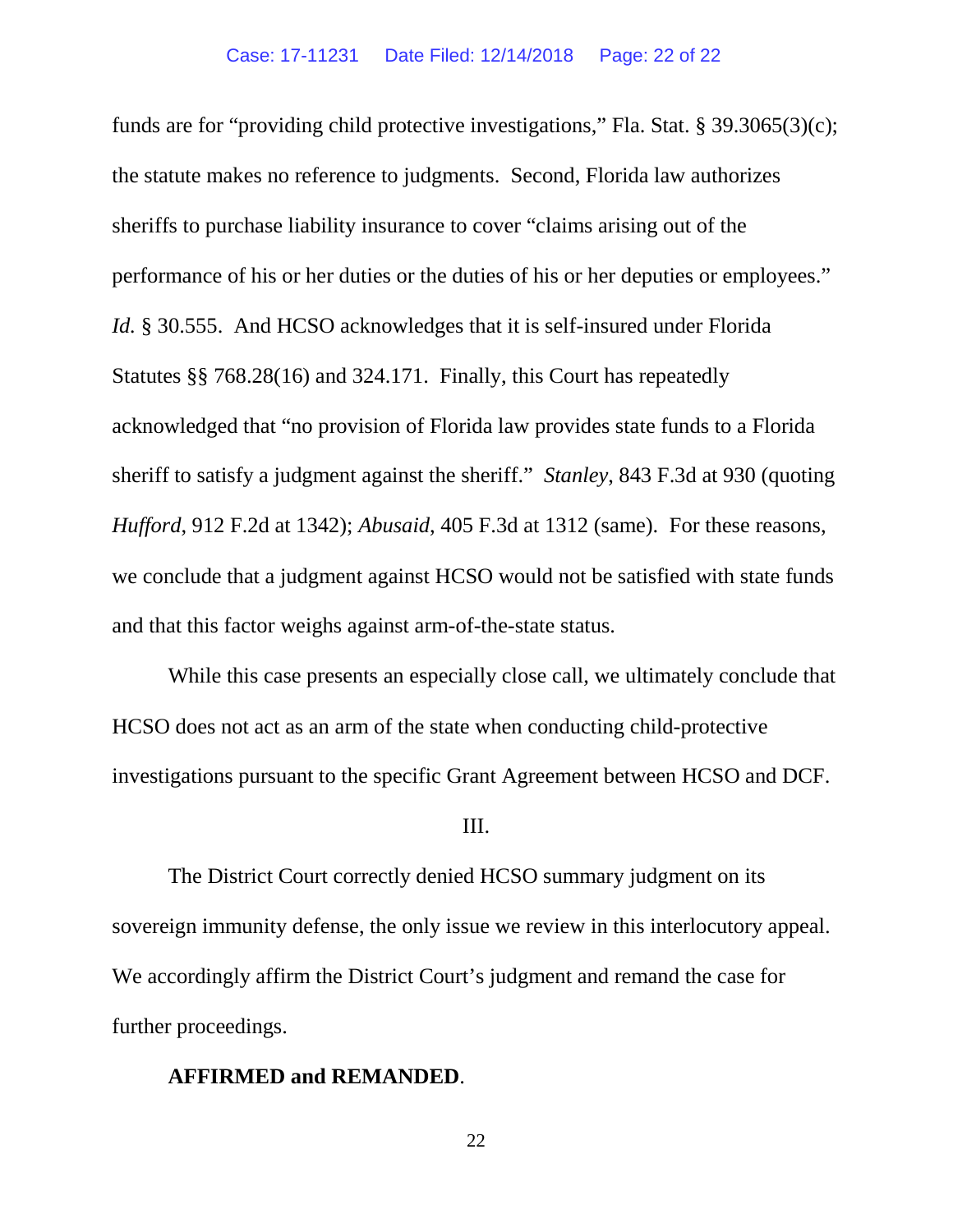funds are for "providing child protective investigations," Fla. Stat. § 39.3065(3)(c); the statute makes no reference to judgments. Second, Florida law authorizes sheriffs to purchase liability insurance to cover "claims arising out of the performance of his or her duties or the duties of his or her deputies or employees." *Id.* § 30.555. And HCSO acknowledges that it is self-insured under Florida Statutes §§ 768.28(16) and 324.171. Finally, this Court has repeatedly acknowledged that "no provision of Florida law provides state funds to a Florida sheriff to satisfy a judgment against the sheriff." *Stanley*, 843 F.3d at 930 (quoting *Hufford*, 912 F.2d at 1342); *Abusaid*, 405 F.3d at 1312 (same). For these reasons, we conclude that a judgment against HCSO would not be satisfied with state funds and that this factor weighs against arm-of-the-state status.

While this case presents an especially close call, we ultimately conclude that HCSO does not act as an arm of the state when conducting child-protective investigations pursuant to the specific Grant Agreement between HCSO and DCF.

III.

The District Court correctly denied HCSO summary judgment on its sovereign immunity defense, the only issue we review in this interlocutory appeal. We accordingly affirm the District Court's judgment and remand the case for further proceedings.

**AFFIRMED and REMANDED**.